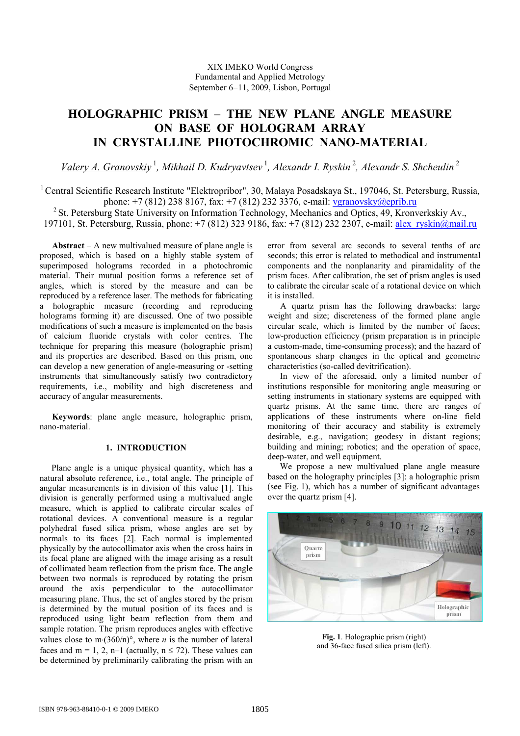XIX IMEKO World Congress
Fundamental and Applied Metrology
September 6−11, 2009, Lisbon, Portugal

# HOLOGRAPHIC PRISM – THE NEW PLANE ANGLE MEASURE ON BASE OF HOLOGRAM ARRAY IN CRYSTALLINE PHOTOCHROMIC NANO-MATERIAL

*Valery A. Granovskiy* [1], *Mikhail D. Kudryavtsev* [1], *Alexandr I. Ryskin* [2], *Alexandr S. Shcheulin* [2]

[1] Central Scientific Research Institute "Elektropribor", 30, Malaya Posadskaya St., 197046, St. Petersburg, Russia, phone: +7 (812) 238 8167, fax: +7 (812) 232 3376, e-mail: vgranovsky@eprib.ru

[2] St. Petersburg State University on Information Technology, Mechanics and Optics, 49, Kronverkskiy Av., 197101, St. Petersburg, Russia, phone: +7 (812) 323 9186, fax: +7 (812) 232 2307, e-mail: alex_ryskin@mail.ru

**Abstract** – A new multivalued measure of plane angle is proposed, which is based on a highly stable system of superimposed holograms recorded in a photochromic material. Their mutual position forms a reference set of angles, which is stored by the measure and can be reproduced by a reference laser. The methods for fabricating a holographic measure (recording and reproducing holograms forming it) are discussed. One of two possible modifications of such a measure is implemented on the basis of calcium fluoride crystals with color centres. The technique for preparing this measure (holographic prism) and its properties are described. Based on this prism, one can develop a new generation of angle-measuring or -setting instruments that simultaneously satisfy two contradictory requirements, i.e., mobility and high discreteness and accuracy of angular measurements.

**Keywords**: plane angle measure, holographic prism, nano-material.

## 1. INTRODUCTION

Plane angle is a unique physical quantity, which has a natural absolute reference, i.e., total angle. The principle of angular measurements is in division of this value [1]. This division is generally performed using a multivalued angle measure, which is applied to calibrate circular scales of rotational devices. A conventional measure is a regular polyhedral fused silica prism, whose angles are set by normals to its faces [2]. Each normal is implemented physically by the autocollimator axis when the cross hairs in its focal plane are aligned with the image arising as a result of collimated beam reflection from the prism face. The angle between two normals is reproduced by rotating the prism around the axis perpendicular to the autocollimator measuring plane. Thus, the set of angles stored by the prism is determined by the mutual position of its faces and is reproduced using light beam reflection from them and sample rotation. The prism reproduces angles with effective values close to $m\cdot(360/n)°$, where $n$ is the number of lateral faces and m = 1, 2, n–1 (actually, $n \le 72$). These values can be determined by preliminarily calibrating the prism with an error from several arc seconds to several tenths of arc seconds; this error is related to methodical and instrumental components and the nonplanarity and piramidality of the prism faces. After calibration, the set of prism angles is used to calibrate the circular scale of a rotational device on which it is installed.

A quartz prism has the following drawbacks: large weight and size; discreteness of the formed plane angle circular scale, which is limited by the number of faces; low-production efficiency (prism preparation is in principle a custom-made, time-consuming process); and the hazard of spontaneous sharp changes in the optical and geometric characteristics (so-called devitrification).

In view of the aforesaid, only a limited number of institutions responsible for monitoring angle measuring or setting instruments in stationary systems are equipped with quartz prisms. At the same time, there are ranges of applications of these instruments where on-line field monitoring of their accuracy and stability is extremely desirable, e.g., navigation; geodesy in distant regions; building and mining; robotics; and the operation of space, deep-water, and well equipment.

We propose a new multivalued plane angle measure based on the holography principles [3]: a holographic prism (see Fig. 1), which has a number of significant advantages over the quartz prism [4].

**Fig. 1**. Holographic prism (right) and 36-face fused silica prism (left).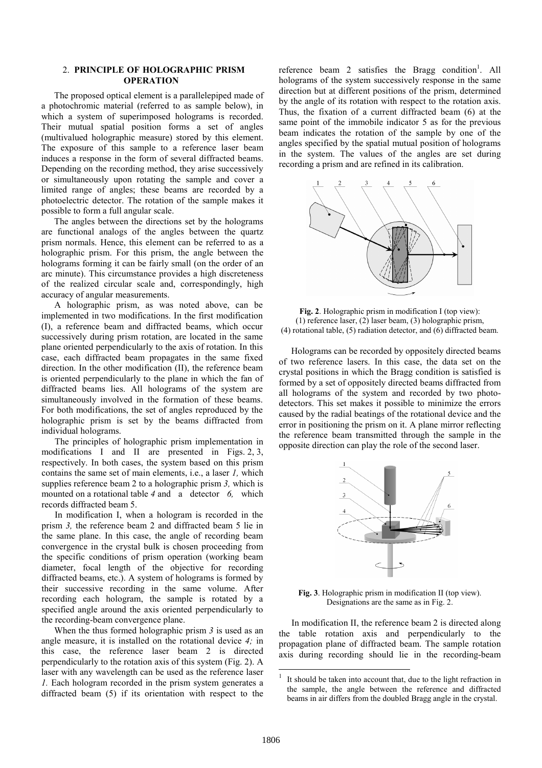## 2. PRINCIPLE OF HOLOGRAPHIC PRISM OPERATION

The proposed optical element is a parallelepiped made of a photochromic material (referred to as sample below), in which a system of superimposed holograms is recorded. Their mutual spatial position forms a set of angles (multivalued holographic measure) stored by this element. The exposure of this sample to a reference laser beam induces a response in the form of several diffracted beams. Depending on the recording method, they arise successively or simultaneously upon rotating the sample and cover a limited range of angles; these beams are recorded by a photoelectric detector. The rotation of the sample makes it possible to form a full angular scale.

The angles between the directions set by the holograms are functional analogs of the angles between the quartz prism normals. Hence, this element can be referred to as a holographic prism. For this prism, the angle between the holograms forming it can be fairly small (on the order of an arc minute). This circumstance provides a high discreteness of the realized circular scale and, correspondingly, high accuracy of angular measurements.

A holographic prism, as was noted above, can be implemented in two modifications. In the first modification (I), a reference beam and diffracted beams, which occur successively during prism rotation, are located in the same plane oriented perpendicularly to the axis of rotation. In this case, each diffracted beam propagates in the same fixed direction. In the other modification (II), the reference beam is oriented perpendicularly to the plane in which the fan of diffracted beams lies. All holograms of the system are simultaneously involved in the formation of these beams. For both modifications, the set of angles reproduced by the holographic prism is set by the beams diffracted from individual holograms.

The principles of holographic prism implementation in modifications I and II are presented in Figs. 2, 3, respectively. In both cases, the system based on this prism contains the same set of main elements, i.e., a laser *1,* which supplies reference beam 2 to a holographic prism *3,* which is mounted on a rotational table *4* and a detector *6,* which records diffracted beam 5.

In modification I, when a hologram is recorded in the prism *3,* the reference beam 2 and diffracted beam 5 lie in the same plane. In this case, the angle of recording beam convergence in the crystal bulk is chosen proceeding from the specific conditions of prism operation (working beam diameter, focal length of the objective for recording diffracted beams, etc.). A system of holograms is formed by their successive recording in the same volume. After recording each hologram, the sample is rotated by a specified angle around the axis oriented perpendicularly to the recording-beam convergence plane.

When the thus formed holographic prism *3* is used as an angle measure, it is installed on the rotational device *4;* in this case, the reference laser beam 2 is directed perpendicularly to the rotation axis of this system (Fig. 2). A laser with any wavelength can be used as the reference laser *1.* Each hologram recorded in the prism system generates a diffracted beam (5) if its orientation with respect to the reference beam 2 satisfies the Bragg condition[1]. All holograms of the system successively response in the same direction but at different positions of the prism, determined by the angle of its rotation with respect to the rotation axis. Thus, the fixation of a current diffracted beam (6) at the same point of the immobile indicator 5 as for the previous beam indicates the rotation of the sample by one of the angles specified by the spatial mutual position of holograms in the system. The values of the angles are set during recording a prism and are refined in its calibration.

**Fig. 2**. Holographic prism in modification I (top view): (1) reference laser, (2) laser beam, (3) holographic prism, (4) rotational table, (5) radiation detector, and (6) diffracted beam.

Holograms can be recorded by oppositely directed beams of two reference lasers. In this case, the data set on the crystal positions in which the Bragg condition is satisfied is formed by a set of oppositely directed beams diffracted from all holograms of the system and recorded by two photodetectors. This set makes it possible to minimize the errors caused by the radial beatings of the rotational device and the error in positioning the prism on it. A plane mirror reflecting the reference beam transmitted through the sample in the opposite direction can play the role of the second laser.

**Fig. 3**. Holographic prism in modification II (top view). Designations are the same as in Fig. 2.

In modification II, the reference beam 2 is directed along the table rotation axis and perpendicularly to the propagation plane of diffracted beam. The sample rotation axis during recording should lie in the recording-beam

[1] It should be taken into account that, due to the light refraction in the sample, the angle between the reference and diffracted beams in air differs from the doubled Bragg angle in the crystal.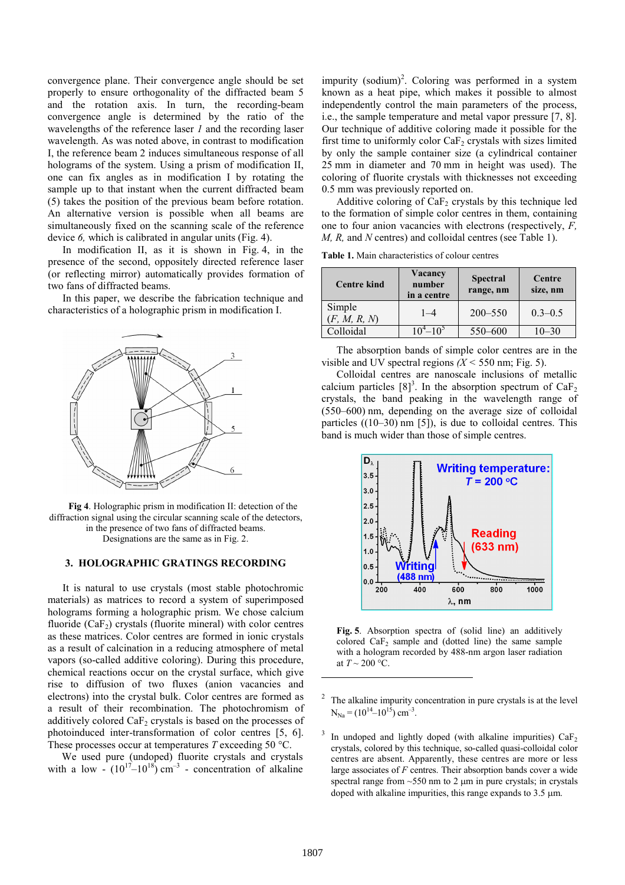convergence plane. Their convergence angle should be set properly to ensure orthogonality of the diffracted beam 5 and the rotation axis. In turn, the recording-beam convergence angle is determined by the ratio of the wavelengths of the reference laser *1* and the recording laser wavelength. As was noted above, in contrast to modification I, the reference beam 2 induces simultaneous response of all holograms of the system. Using a prism of modification II, one can fix angles as in modification I by rotating the sample up to that instant when the current diffracted beam (5) takes the position of the previous beam before rotation. An alternative version is possible when all beams are simultaneously fixed on the scanning scale of the reference device *6,* which is calibrated in angular units (Fig. 4).

In modification II, as it is shown in Fig. 4, in the presence of the second, oppositely directed reference laser (or reflecting mirror) automatically provides formation of two fans of diffracted beams.

In this paper, we describe the fabrication technique and characteristics of a holographic prism in modification I.

**Fig 4**. Holographic prism in modification II: detection of the diffraction signal using the circular scanning scale of the detectors, in the presence of two fans of diffracted beams. Designations are the same as in Fig. 2.

## 3. HOLOGRAPHIC GRATINGS RECORDING

It is natural to use crystals (most stable photochromic materials) as matrices to record a system of superimposed holograms forming a holographic prism. We chose calcium fluoride ($CaF_2$) crystals (fluorite mineral) with color centres as these matrices. Color centres are formed in ionic crystals as a result of calcination in a reducing atmosphere of metal vapors (so-called additive coloring). During this procedure, chemical reactions occur on the crystal surface, which give rise to diffusion of two fluxes (anion vacancies and electrons) into the crystal bulk. Color centres are formed as a result of their recombination. The photochromism of additively colored $CaF_2$ crystals is based on the processes of photoinduced inter-transformation of color centres [5, 6]. These processes occur at temperatures $T$ exceeding 50 °C.

We used pure (undoped) fluorite crystals and crystals with a low - ($10^{17}$–$10^{18}$) $cm^{-3}$ - concentration of alkaline impurity (sodium)[2]. Coloring was performed in a system known as a heat pipe, which makes it possible to almost independently control the main parameters of the process, i.e., the sample temperature and metal vapor pressure [7, 8]. Our technique of additive coloring made it possible for the first time to uniformly color $CaF_2$ crystals with sizes limited by only the sample container size (a cylindrical container 25 mm in diameter and 70 mm in height was used). The coloring of fluorite crystals with thicknesses not exceeding 0.5 mm was previously reported on.

Additive coloring of $CaF_2$ crystals by this technique led to the formation of simple color centres in them, containing one to four anion vacancies with electrons (respectively, *F, M, R,* and *N* centres) and colloidal centres (see Table 1).

**Table 1.** Main characteristics of colour centres

| Centre kind | Vacancy number in a centre | Spectral range, nm | Centre size, nm |
|---|---|---|---|
| Simple (*F, M, R, N*) | 1–4 | 200–550 | 0.3–0.5 |
| Colloidal | $10^4$–$10^5$ | 550–600 | 10–30 |

The absorption bands of simple color centres are in the visible and UV spectral regions ($\lambda$ < 550 nm; Fig. 5).

Colloidal centres are nanoscale inclusions of metallic calcium particles [8][3]. In the absorption spectrum of $CaF_2$ crystals, the band peaking in the wavelength range of (550–600) nm, depending on the average size of colloidal particles ((10–30) nm [5]), is due to colloidal centres. This band is much wider than those of simple centres.

**Fig. 5**. Absorption spectra of (solid line) an additively colored $CaF_2$ sample and (dotted line) the same sample with a hologram recorded by 488-nm argon laser radiation at $T$ ~ 200 °C.

---

[2] The alkaline impurity concentration in pure crystals is at the level $N_{Na}$ = ($10^{14}$–$10^{15}$) $cm^{-3}$.

[3] In undoped and lightly doped (with alkaline impurities) $CaF_2$ crystals, colored by this technique, so-called quasi-colloidal color centres are absent. Apparently, these centres are more or less large associates of *F* centres. Their absorption bands cover a wide spectral range from ~550 nm to 2 μm in pure crystals; in crystals doped with alkaline impurities, this range expands to 3.5 μm.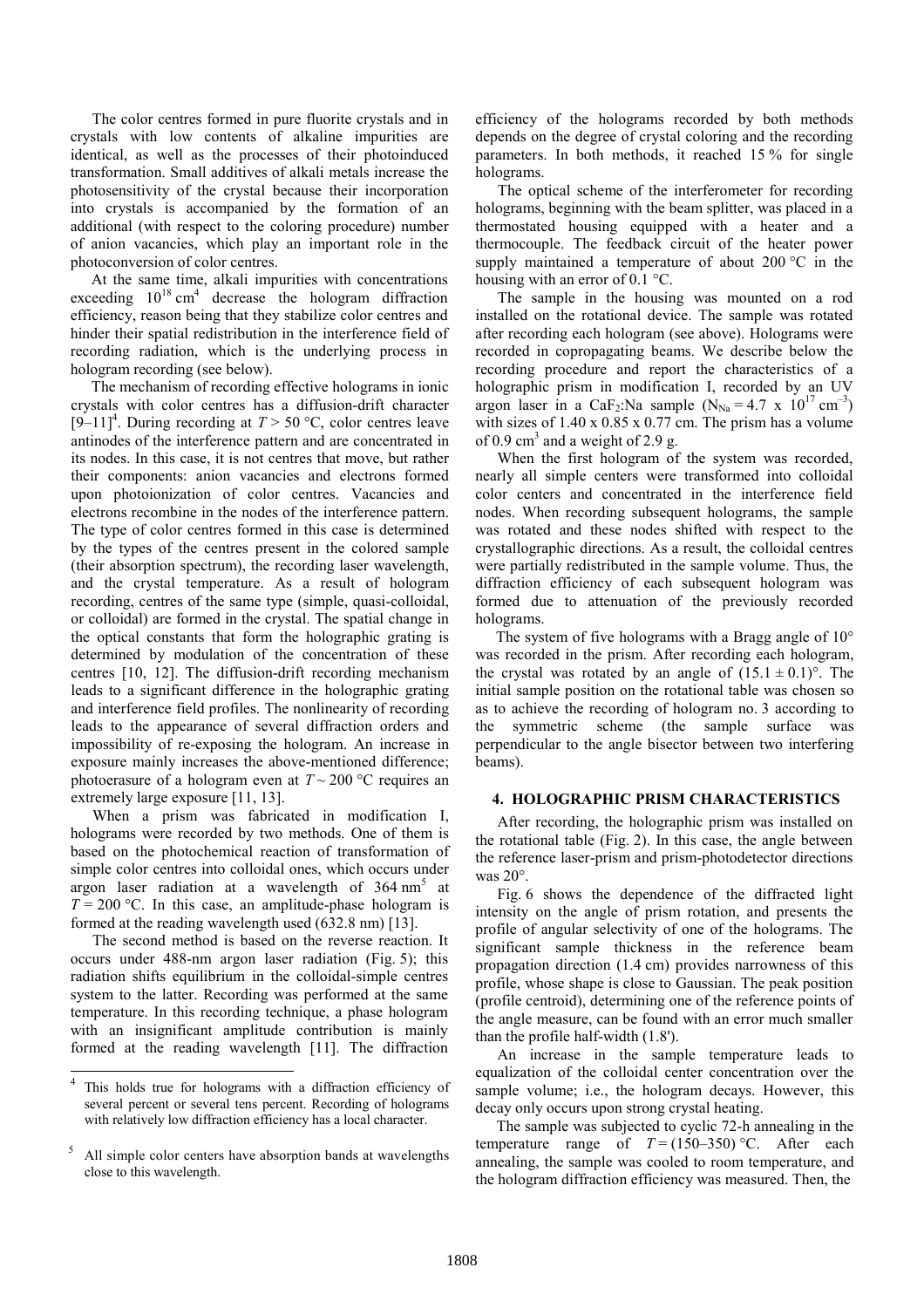The color centres formed in pure fluorite crystals and in crystals with low contents of alkaline impurities are identical, as well as the processes of their photoinduced transformation. Small additives of alkali metals increase the photosensitivity of the crystal because their incorporation into crystals is accompanied by the formation of an additional (with respect to the coloring procedure) number of anion vacancies, which play an important role in the photoconversion of color centres.

At the same time, alkali impurities with concentrations exceeding $10^{18}$ cm[4] decrease the hologram diffraction efficiency, reason being that they stabilize color centres and hinder their spatial redistribution in the interference field of recording radiation, which is the underlying process in hologram recording (see below).

The mechanism of recording effective holograms in ionic crystals with color centres has a diffusion-drift character [9–11][4]. During recording at $T > 50$ °C, color centres leave antinodes of the interference pattern and are concentrated in its nodes. In this case, it is not centres that move, but rather their components: anion vacancies and electrons formed upon photoionization of color centres. Vacancies and electrons recombine in the nodes of the interference pattern. The type of color centres formed in this case is determined by the types of the centres present in the colored sample (their absorption spectrum), the recording laser wavelength, and the crystal temperature. As a result of hologram recording, centres of the same type (simple, quasi-colloidal, or colloidal) are formed in the crystal. The spatial change in the optical constants that form the holographic grating is determined by modulation of the concentration of these centres [10, 12]. The diffusion-drift recording mechanism leads to a significant difference in the holographic grating and interference field profiles. The nonlinearity of recording leads to the appearance of several diffraction orders and impossibility of re-exposing the hologram. An increase in exposure mainly increases the above-mentioned difference; photoerasure of a hologram even at $T \sim 200$ °C requires an extremely large exposure [11, 13].

When a prism was fabricated in modification I, holograms were recorded by two methods. One of them is based on the photochemical reaction of transformation of simple color centres into colloidal ones, which occurs under argon laser radiation at a wavelength of 364 nm[5] at $T = 200$ °C. In this case, an amplitude-phase hologram is formed at the reading wavelength used (632.8 nm) [13].

The second method is based on the reverse reaction. It occurs under 488-nm argon laser radiation (Fig. 5); this radiation shifts equilibrium in the colloidal-simple centres system to the latter. Recording was performed at the same temperature. In this recording technique, a phase hologram with an insignificant amplitude contribution is mainly formed at the reading wavelength [11]. The diffraction efficiency of the holograms recorded by both methods depends on the degree of crystal coloring and the recording parameters. In both methods, it reached 15 % for single holograms.

The optical scheme of the interferometer for recording holograms, beginning with the beam splitter, was placed in a thermostated housing equipped with a heater and a thermocouple. The feedback circuit of the heater power supply maintained a temperature of about 200 °C in the housing with an error of 0.1 °C.

The sample in the housing was mounted on a rod installed on the rotational device. The sample was rotated after recording each hologram (see above). Holograms were recorded in copropagating beams. We describe below the recording procedure and report the characteristics of a holographic prism in modification I, recorded by an UV argon laser in a $CaF_2$:Na sample ($N_{Na} = 4.7 \times 10^{17}$ cm$^{-3}$) with sizes of 1.40 x 0.85 x 0.77 cm. The prism has a volume of 0.9 cm$^3$ and a weight of 2.9 g.

When the first hologram of the system was recorded, nearly all simple centers were transformed into colloidal color centers and concentrated in the interference field nodes. When recording subsequent holograms, the sample was rotated and these nodes shifted with respect to the crystallographic directions. As a result, the colloidal centres were partially redistributed in the sample volume. Thus, the diffraction efficiency of each subsequent hologram was formed due to attenuation of the previously recorded holograms.

The system of five holograms with a Bragg angle of 10° was recorded in the prism. After recording each hologram, the crystal was rotated by an angle of $(15.1 \pm 0.1)$°. The initial sample position on the rotational table was chosen so as to achieve the recording of hologram no. 3 according to the symmetric scheme (the sample surface was perpendicular to the angle bisector between two interfering beams).

## 4. HOLOGRAPHIC PRISM CHARACTERISTICS

After recording, the holographic prism was installed on the rotational table (Fig. 2). In this case, the angle between the reference laser-prism and prism-photodetector directions was 20°.

Fig. 6 shows the dependence of the diffracted light intensity on the angle of prism rotation, and presents the profile of angular selectivity of one of the holograms. The significant sample thickness in the reference beam propagation direction (1.4 cm) provides narrowness of this profile, whose shape is close to Gaussian. The peak position (profile centroid), determining one of the reference points of the angle measure, can be found with an error much smaller than the profile half-width (1.8').

An increase in the sample temperature leads to equalization of the colloidal center concentration over the sample volume; i.e., the hologram decays. However, this decay only occurs upon strong crystal heating.

The sample was subjected to cyclic 72-h annealing in the temperature range of $T = (150–350)$ °C. After each annealing, the sample was cooled to room temperature, and the hologram diffraction efficiency was measured. Then, the

---

[4] This holds true for holograms with a diffraction efficiency of several percent or several tens percent. Recording of holograms with relatively low diffraction efficiency has a local character.

[5] All simple color centers have absorption bands at wavelengths close to this wavelength.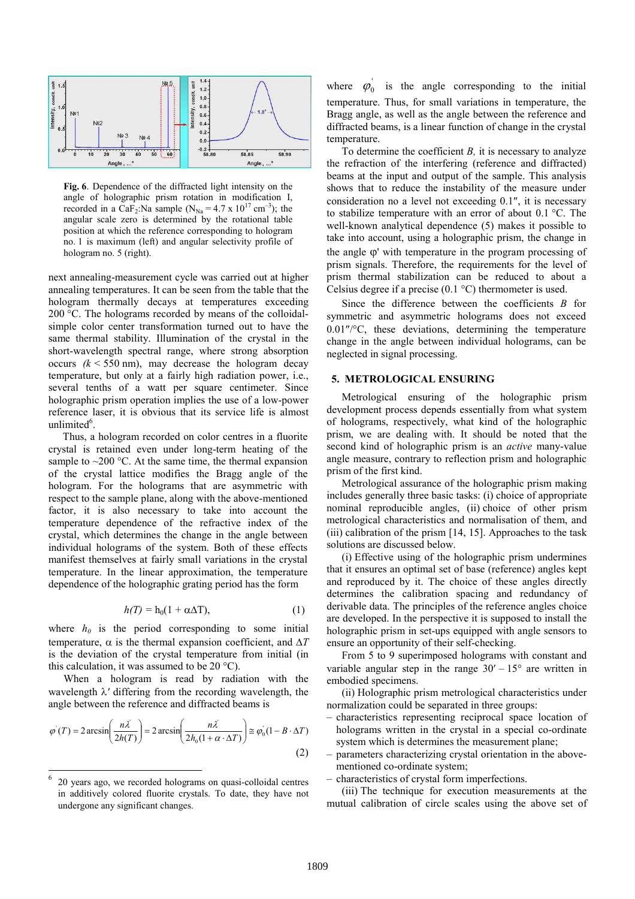**Fig. 6**. Dependence of the diffracted light intensity on the angle of holographic prism rotation in modification I, recorded in a $CaF_2$:Na sample ($N_{Na} = 4.7 \times 10^{17}$ cm$^{-3}$); the angular scale zero is determined by the rotational table position at which the reference corresponding to hologram no. 1 is maximum (left) and angular selectivity profile of hologram no. 5 (right).

next annealing-measurement cycle was carried out at higher annealing temperatures. It can be seen from the table that the hologram thermally decays at temperatures exceeding 200 °C. The holograms recorded by means of the colloidal-simple color center transformation turned out to have the same thermal stability. Illumination of the crystal in the short-wavelength spectral range, where strong absorption occurs ($k$ < 550 nm), may decrease the hologram decay temperature, but only at a fairly high radiation power, i.e., several tenths of a watt per square centimeter. Since holographic prism operation implies the use of a low-power reference laser, it is obvious that its service life is almost unlimited[6].

Thus, a hologram recorded on color centres in a fluorite crystal is retained even under long-term heating of the sample to ~200 °C. At the same time, the thermal expansion of the crystal lattice modifies the Bragg angle of the hologram. For the holograms that are asymmetric with respect to the sample plane, along with the above-mentioned factor, it is also necessary to take into account the temperature dependence of the refractive index of the crystal, which determines the change in the angle between individual holograms of the system. Both of these effects manifest themselves at fairly small variations in the crystal temperature. In the linear approximation, the temperature dependence of the holographic grating period has the form

$$h(T) = h_0(1 + \alpha\Delta T), \tag{1}$$

where $h_0$ is the period corresponding to some initial temperature, $\alpha$ is the thermal expansion coefficient, and $\Delta T$ is the deviation of the crystal temperature from initial (in this calculation, it was assumed to be 20 °C).

When a hologram is read by radiation with the wavelength $\lambda'$ differing from the recording wavelength, the angle between the reference and diffracted beams is

$$\varphi'(T) = 2\arcsin\left(\frac{n\lambda'}{2h(T)}\right) = 2\arcsin\left(\frac{n\lambda'}{2h_0(1+\alpha\cdot\Delta T)}\right) \cong \varphi_0'(1 - B\cdot\Delta T) \tag{2}$$

where $\varphi_0'$ is the angle corresponding to the initial temperature. Thus, for small variations in temperature, the Bragg angle, as well as the angle between the reference and diffracted beams, is a linear function of change in the crystal temperature.

To determine the coefficient $B$, it is necessary to analyze the refraction of the interfering (reference and diffracted) beams at the input and output of the sample. This analysis shows that to reduce the instability of the measure under consideration no a level not exceeding 0.1″, it is necessary to stabilize temperature with an error of about 0.1 °C. The well-known analytical dependence (5) makes it possible to take into account, using a holographic prism, the change in the angle φ' with temperature in the program processing of prism signals. Therefore, the requirements for the level of prism thermal stabilization can be reduced to about a Celsius degree if a precise (0.1 °C) thermometer is used.

Since the difference between the coefficients $B$ for symmetric and asymmetric holograms does not exceed 0.01″/°C, these deviations, determining the temperature change in the angle between individual holograms, can be neglected in signal processing.

## 5. METROLOGICAL ENSURING

Metrological ensuring of the holographic prism development process depends essentially from what system of holograms, respectively, what kind of the holographic prism, we are dealing with. It should be noted that the second kind of holographic prism is an *active* many-value angle measure, contrary to reflection prism and holographic prism of the first kind.

Metrological assurance of the holographic prism making includes generally three basic tasks: (i) choice of appropriate nominal reproducible angles, (ii) choice of other prism metrological characteristics and normalisation of them, and (iii) calibration of the prism [14, 15]. Approaches to the task solutions are discussed below.

(i) Effective using of the holographic prism undermines that it ensures an optimal set of base (reference) angles kept and reproduced by it. The choice of these angles directly determines the calibration spacing and redundancy of derivable data. The principles of the reference angles choice are developed. In the perspective it is supposed to install the holographic prism in set-ups equipped with angle sensors to ensure an opportunity of their self-checking.

From 5 to 9 superimposed holograms with constant and variable angular step in the range 30′ – 15° are written in embodied specimens.

(ii) Holographic prism metrological characteristics under normalization could be separated in three groups:

- characteristics representing reciprocal space location of holograms written in the crystal in a special co-ordinate system which is determines the measurement plane;
- parameters characterizing crystal orientation in the above-mentioned co-ordinate system;
- characteristics of crystal form imperfections.

(iii) The technique for execution measurements at the mutual calibration of circle scales using the above set of

---

[6] 20 years ago, we recorded holograms on quasi-colloidal centres in additively colored fluorite crystals. To date, they have not undergone any significant changes.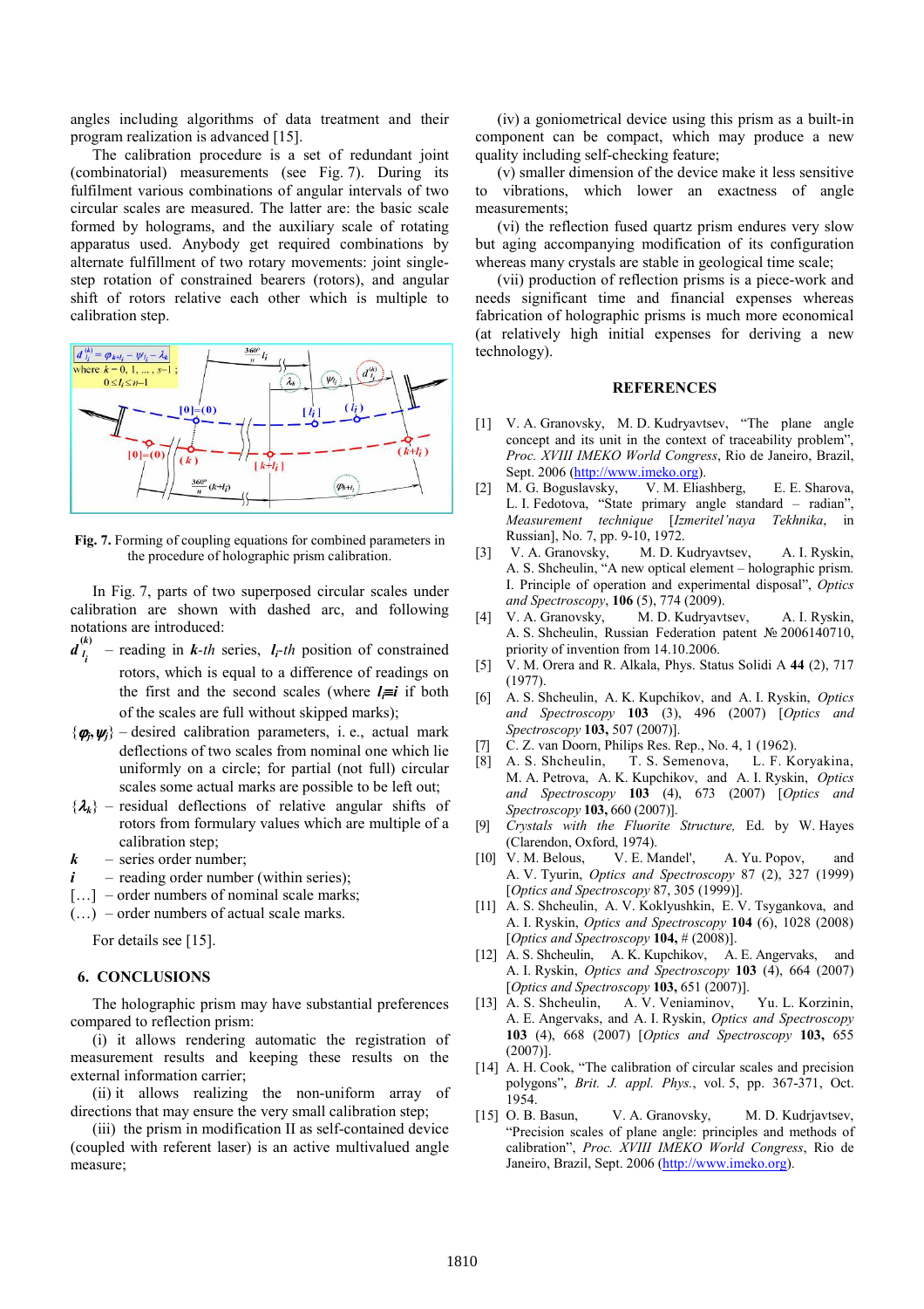angles including algorithms of data treatment and their program realization is advanced [15].

The calibration procedure is a set of redundant joint (combinatorial) measurements (see Fig. 7). During its fulfilment various combinations of angular intervals of two circular scales are measured. The latter are: the basic scale formed by holograms, and the auxiliary scale of rotating apparatus used. Anybody get required combinations by alternate fulfillment of two rotary movements: joint single-step rotation of constrained bearers (rotors), and angular shift of rotors relative each other which is multiple to calibration step.

$d_{l_i}^{(k)} = \varphi_{k+l_i} - \psi_{l_i} - \lambda_k$

where $k = 0, 1, \ldots, s-1$;
$0 \le l_i \le n-1$

$\frac{360^o}{n} l_i$

$\lambda_k$

$\psi_{l_i}$

$d_{l_i}^{(k)}$

[0]=(0)

$[l_i]$

$(l_i)$

[0]=(0)

$(k)$

$[k+l_i]$

$(k+l_i)$

$\frac{360^o}{n}(k+l_i)$

$\varphi_{k+l_i}$

**Fig. 7.** Forming of coupling equations for combined parameters in the procedure of holographic prism calibration.

In Fig. 7, parts of two superposed circular scales under calibration are shown with dashed arc, and following notations are introduced:

- $d_{l_i}^{(k)}$ – reading in $k$-th series, $l_i$-th position of constrained rotors, which is equal to a difference of readings on the first and the second scales (where $l_i \equiv i$ if both of the scales are full without skipped marks);
- $\{\varphi_j, \psi_j\}$ – desired calibration parameters, i. e., actual mark deflections of two scales from nominal one which lie uniformly on a circle; for partial (not full) circular scales some actual marks are possible to be left out;
- $\{\lambda_k\}$ – residual deflections of relative angular shifts of rotors from formulary values which are multiple of a calibration step;
- $k$ – series order number;
- $i$ – reading order number (within series);
- [...] – order numbers of nominal scale marks;
- (...) – order numbers of actual scale marks.

For details see [15].

## 6. CONCLUSIONS

The holographic prism may have substantial preferences compared to reflection prism:

(i) it allows rendering automatic the registration of measurement results and keeping these results on the external information carrier;

(ii) it allows realizing the non-uniform array of directions that may ensure the very small calibration step;

(iii) the prism in modification II as self-contained device (coupled with referent laser) is an active multivalued angle measure;

(iv) a goniometrical device using this prism as a built-in component can be compact, which may produce a new quality including self-checking feature;

(v) smaller dimension of the device make it less sensitive to vibrations, which lower an exactness of angle measurements;

(vi) the reflection fused quartz prism endures very slow but aging accompanying modification of its configuration whereas many crystals are stable in geological time scale;

(vii) production of reflection prisms is a piece-work and needs significant time and financial expenses whereas fabrication of holographic prisms is much more economical (at relatively high initial expenses for deriving a new technology).

## REFERENCES

[1] V. A. Granovsky, M. D. Kudryavtsev, "The plane angle concept and its unit in the context of traceability problem", *Proc. XVIII IMEKO World Congress*, Rio de Janeiro, Brazil, Sept. 2006 (http://www.imeko.org).

[2] M. G. Boguslavsky, V. M. Eliashberg, E. V. Sharova, L. I. Fedotova, "State primary angle standard – radian", *Measurement technique* [*Izmeritel'naya Tekhnika*, in Russian], No. 7, pp. 9-10, 1972.

[3] V. A. Granovsky, M. D. Kudryavtsev, A. I. Ryskin, A. S. Shcheulin, "A new optical element – holographic prism. I. Principle of operation and experimental disposal", *Optics and Spectroscopy*, **106** (5), 774 (2009).

[4] V. A. Granovsky, M. D. Kudryavtsev, A. I. Ryskin, A. S. Shcheulin, Russian Federation patent № 2006140710, priority of invention from 14.10.2006.

[5] V. M. Orera and R. Alkala, Phys. Status Solidi A **44** (2), 717 (1977).

[6] A. S. Shcheulin, A. K. Kupchikov, and A. I. Ryskin, *Optics and Spectroscopy* **103** (3), 496 (2007) [*Optics and Spectroscopy* **103,** 507 (2007)].

[7] C. Z. van Doorn, Philips Res. Rep., No. 4, 1 (1962).

[8] A. S. Shcheulin, T. S. Semenova, L. F. Koryakina, M. A. Petrova, A. K. Kupchikov, and A. I. Ryskin, *Optics and Spectroscopy* **103** (4), 673 (2007) [*Optics and Spectroscopy* **103,** 660 (2007)].

[9] *Crystals with the Fluorite Structure,* Ed. by W. Hayes (Clarendon, Oxford, 1974).

[10] V. M. Belous, V. E. Mandel', A. Yu. Popov, and A. V. Tyurin, *Optics and Spectroscopy* 87 (2), 327 (1999) [*Optics and Spectroscopy* 87, 305 (1999)].

[11] A. S. Shcheulin, A. V. Koklyushkin, E. V. Tsygankova, and A. I. Ryskin, *Optics and Spectroscopy* **104** (6), 1028 (2008) [*Optics and Spectroscopy* **104,** # (2008)].

[12] A. S. Shcheulin, A. K. Kupchikov, A. E. Angervaks, and A. I. Ryskin, *Optics and Spectroscopy* **103** (4), 664 (2007) [*Optics and Spectroscopy* **103,** 651 (2007)].

[13] A. S. Shcheulin, A. V. Veniaminov, Yu. L. Korzinin, A. E. Angervaks, and A. I. Ryskin, *Optics and Spectroscopy* **103** (4), 668 (2007) [*Optics and Spectroscopy* **103,** 655 (2007)].

[14] A. H. Cook, "The calibration of circular scales and precision polygons", *Brit. J. appl. Phys.*, vol. 5, pp. 367-371, Oct. 1954.

[15] O. B. Basun, V. A. Granovsky, M. D. Kudrjavtsev, "Precision scales of plane angle: principles and methods of calibration", *Proc. XVIII IMEKO World Congress*, Rio de Janeiro, Brazil, Sept. 2006 (http://www.imeko.org).